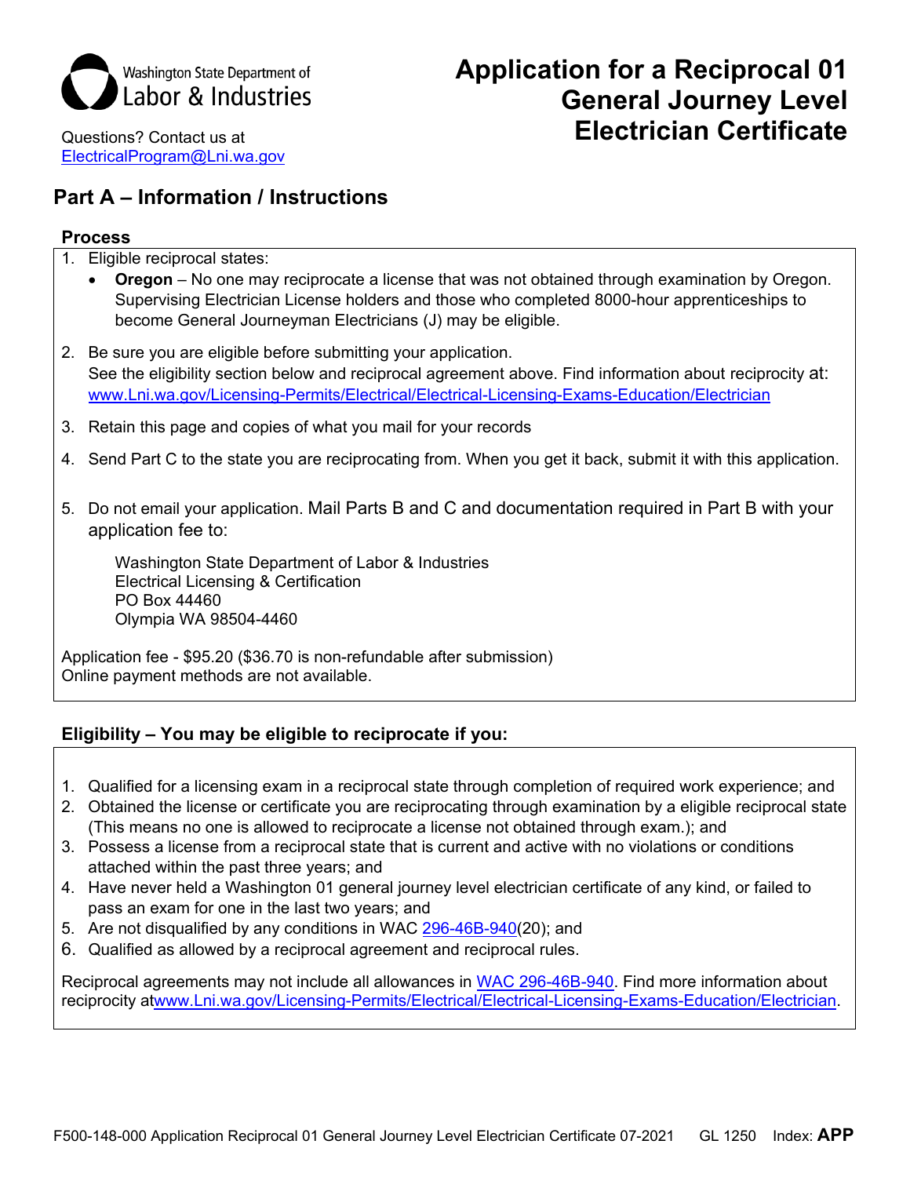Washington State Department of Labor & Industries

Questions? Contact us at ElectricalProgram@Lni.wa.gov

# Application for a Reciprocal 01 General Journey Level Electrician Certificate

## Part A – Information / Instructions

### Process

1. Eligible reciprocal states:
   - **Oregon** – No one may reciprocate a license that was not obtained through examination by Oregon. Supervising Electrician License holders and those who completed 8000-hour apprenticeships to become General Journeyman Electricians (J) may be eligible.
2. Be sure you are eligible before submitting your application.
   See the eligibility section below and reciprocal agreement above. Find information about reciprocity at: www.Lni.wa.gov/Licensing-Permits/Electrical/Electrical-Licensing-Exams-Education/Electrician
3. Retain this page and copies of what you mail for your records
4. Send Part C to the state you are reciprocating from. When you get it back, submit it with this application.
5. Do not email your application. Mail Parts B and C and documentation required in Part B with your application fee to:

   Washington State Department of Labor & Industries
   Electrical Licensing & Certification
   PO Box 44460
   Olympia WA 98504-4460

Application fee - $95.20 ($36.70 is non-refundable after submission)
Online payment methods are not available.

### Eligibility – You may be eligible to reciprocate if you:

1. Qualified for a licensing exam in a reciprocal state through completion of required work experience; and
2. Obtained the license or certificate you are reciprocating through examination by a eligible reciprocal state (This means no one is allowed to reciprocate a license not obtained through exam.); and
3. Possess a license from a reciprocal state that is current and active with no violations or conditions attached within the past three years; and
4. Have never held a Washington 01 general journey level electrician certificate of any kind, or failed to pass an exam for one in the last two years; and
5. Are not disqualified by any conditions in WAC 296-46B-940(20); and
6. Qualified as allowed by a reciprocal agreement and reciprocal rules.

Reciprocal agreements may not include all allowances in WAC 296-46B-940. Find more information about reciprocity atwww.Lni.wa.gov/Licensing-Permits/Electrical/Electrical-Licensing-Exams-Education/Electrician.

F500-148-000 Application Reciprocal 01 General Journey Level Electrician Certificate 07-2021 GL 1250 Index: **APP**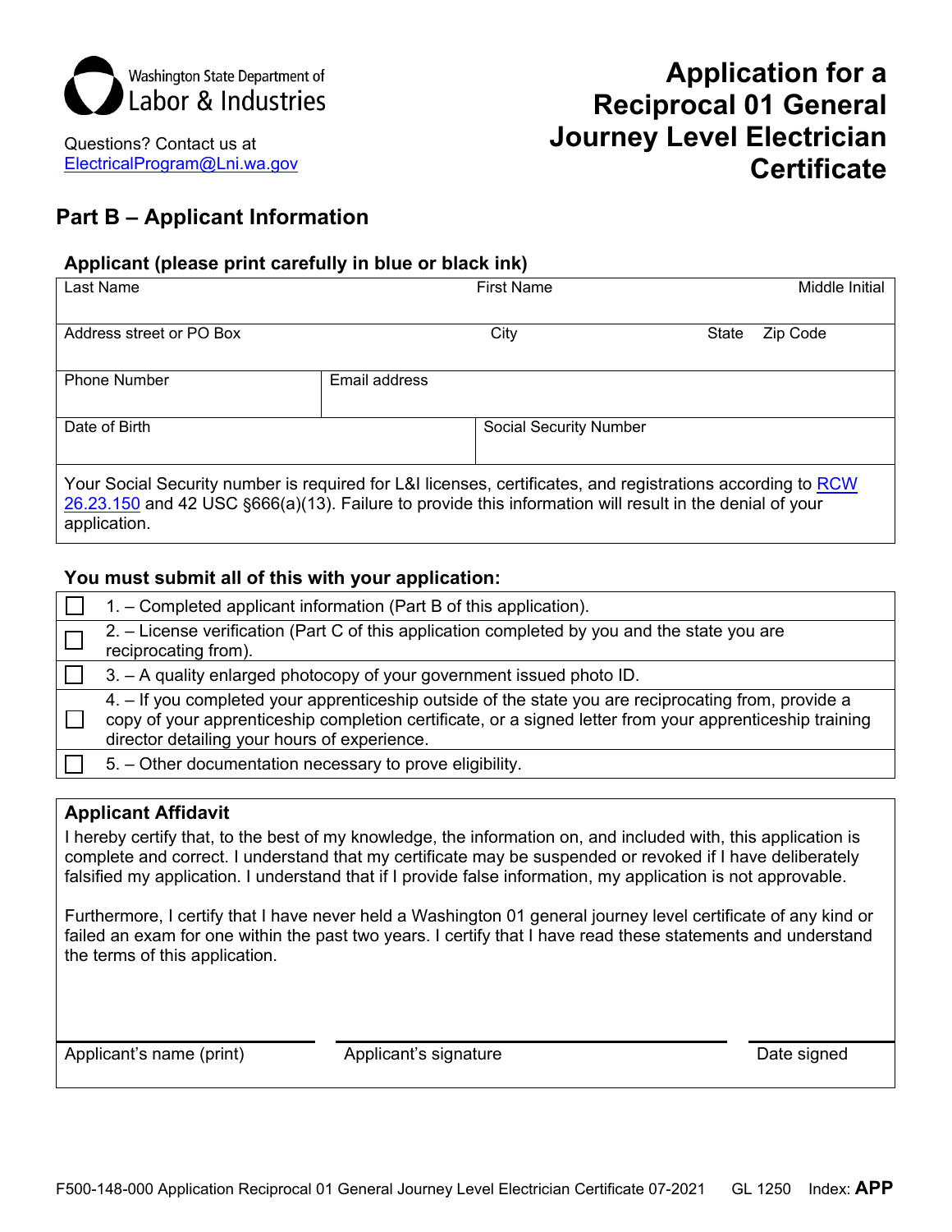Washington State Department of Labor & Industries

Questions? Contact us at ElectricalProgram@Lni.wa.gov

# Application for a Reciprocal 01 General Journey Level Electrician Certificate

## Part B – Applicant Information

### Applicant (please print carefully in blue or black ink)

| Last Name | First Name | Middle Initial |
|---|---|---|
| | | |

| Address street or PO Box | City | State | Zip Code |
|---|---|---|---|
| | | | |

| Phone Number | Email address |
|---|---|
| | |

| Date of Birth | Social Security Number |
|---|---|
| | |

Your Social Security number is required for L&I licenses, certificates, and registrations according to RCW 26.23.150 and 42 USC §666(a)(13). Failure to provide this information will result in the denial of your application.

### You must submit all of this with your application:

| | |
|---|---|
| ☐ | 1. – Completed applicant information (Part B of this application). |
| ☐ | 2. – License verification (Part C of this application completed by you and the state you are reciprocating from). |
| ☐ | 3. – A quality enlarged photocopy of your government issued photo ID. |
| ☐ | 4. – If you completed your apprenticeship outside of the state you are reciprocating from, provide a copy of your apprenticeship completion certificate, or a signed letter from your apprenticeship training director detailing your hours of experience. |
| ☐ | 5. – Other documentation necessary to prove eligibility. |

### Applicant Affidavit

I hereby certify that, to the best of my knowledge, the information on, and included with, this application is complete and correct. I understand that my certificate may be suspended or revoked if I have deliberately falsified my application. I understand that if I provide false information, my application is not approvable.

Furthermore, I certify that I have never held a Washington 01 general journey level certificate of any kind or failed an exam for one within the past two years. I certify that I have read these statements and understand the terms of this application.

| Applicant's name (print) | Applicant's signature | Date signed |
|---|---|---|
| | | |

F500-148-000 Application Reciprocal 01 General Journey Level Electrician Certificate 07-2021 GL 1250 Index: **APP**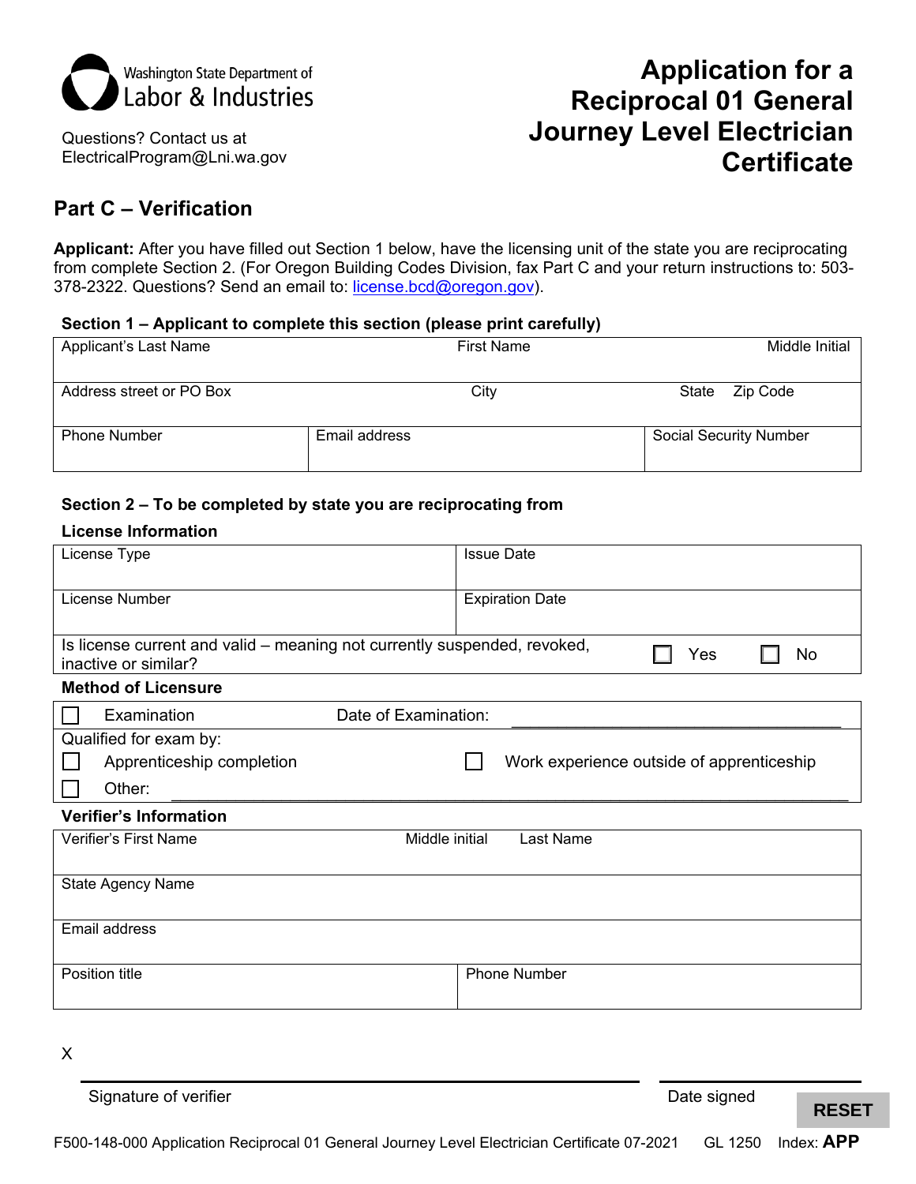Washington State Department of Labor & Industries

Questions? Contact us at ElectricalProgram@Lni.wa.gov

# Application for a Reciprocal 01 General Journey Level Electrician Certificate

## Part C – Verification

**Applicant:** After you have filled out Section 1 below, have the licensing unit of the state you are reciprocating from complete Section 2. (For Oregon Building Codes Division, fax Part C and your return instructions to: 503-378-2322. Questions? Send an email to: license.bcd@oregon.gov).

### Section 1 – Applicant to complete this section (please print carefully)

| | | |
|---|---|---|
| Applicant's Last Name | First Name | Middle Initial |
| Address street or PO Box | City | State Zip Code |
| Phone Number | Email address | Social Security Number |

### Section 2 – To be completed by state you are reciprocating from

**License Information**

| | |
|---|---|
| License Type | Issue Date |
| License Number | Expiration Date |
| Is license current and valid – meaning not currently suspended, revoked, inactive or similar? | ☐ Yes ☐ No |

**Method of Licensure**

☐ Examination Date of Examination: ______________________

Qualified for exam by:

☐ Apprenticeship completion ☐ Work experience outside of apprenticeship

☐ Other: ______________________

**Verifier's Information**

| | |
|---|---|
| Verifier's First Name Middle initial | Last Name |
| State Agency Name | |
| Email address | |
| Position title | Phone Number |

X ______________________________ ______________

Signature of verifier Date signed

RESET

F500-148-000 Application Reciprocal 01 General Journey Level Electrician Certificate 07-2021 GL 1250 Index: **APP**